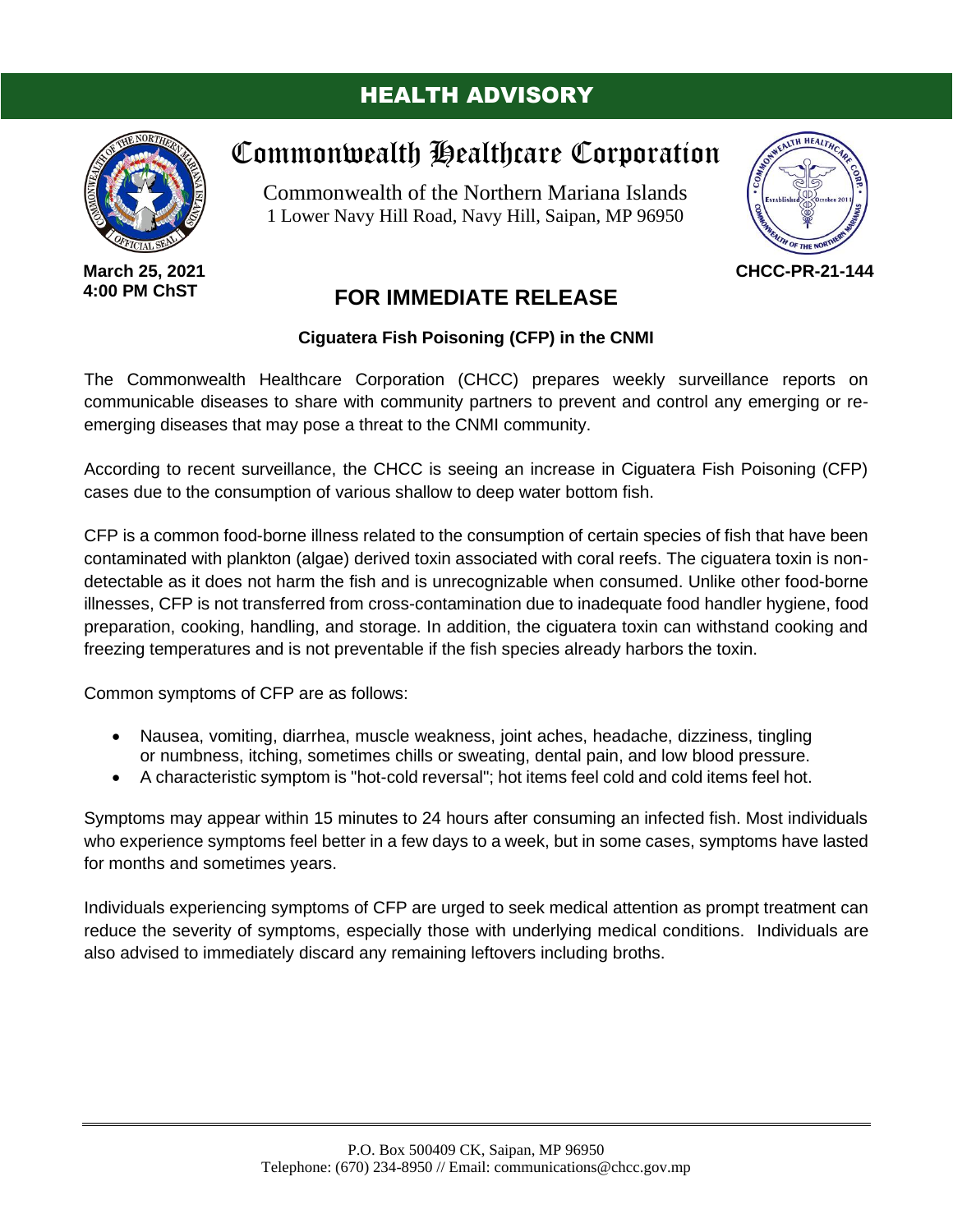# HEALTH ADVISORY

## Commonwealth Healthcare Corporation

Commonwealth of the Northern Mariana Islands
1 Lower Navy Hill Road, Navy Hill, Saipan, MP 96950

**March 25, 2021**
**4:00 PM ChST**

**CHCC-PR-21-144**

## FOR IMMEDIATE RELEASE

### Ciguatera Fish Poisoning (CFP) in the CNMI

The Commonwealth Healthcare Corporation (CHCC) prepares weekly surveillance reports on communicable diseases to share with community partners to prevent and control any emerging or re-emerging diseases that may pose a threat to the CNMI community.

According to recent surveillance, the CHCC is seeing an increase in Ciguatera Fish Poisoning (CFP) cases due to the consumption of various shallow to deep water bottom fish.

CFP is a common food-borne illness related to the consumption of certain species of fish that have been contaminated with plankton (algae) derived toxin associated with coral reefs. The ciguatera toxin is non-detectable as it does not harm the fish and is unrecognizable when consumed. Unlike other food-borne illnesses, CFP is not transferred from cross-contamination due to inadequate food handler hygiene, food preparation, cooking, handling, and storage. In addition, the ciguatera toxin can withstand cooking and freezing temperatures and is not preventable if the fish species already harbors the toxin.

Common symptoms of CFP are as follows:

- Nausea, vomiting, diarrhea, muscle weakness, joint aches, headache, dizziness, tingling or numbness, itching, sometimes chills or sweating, dental pain, and low blood pressure.
- A characteristic symptom is "hot-cold reversal"; hot items feel cold and cold items feel hot.

Symptoms may appear within 15 minutes to 24 hours after consuming an infected fish. Most individuals who experience symptoms feel better in a few days to a week, but in some cases, symptoms have lasted for months and sometimes years.

Individuals experiencing symptoms of CFP are urged to seek medical attention as prompt treatment can reduce the severity of symptoms, especially those with underlying medical conditions. Individuals are also advised to immediately discard any remaining leftovers including broths.

P.O. Box 500409 CK, Saipan, MP 96950
Telephone: (670) 234-8950 // Email: communications@chcc.gov.mp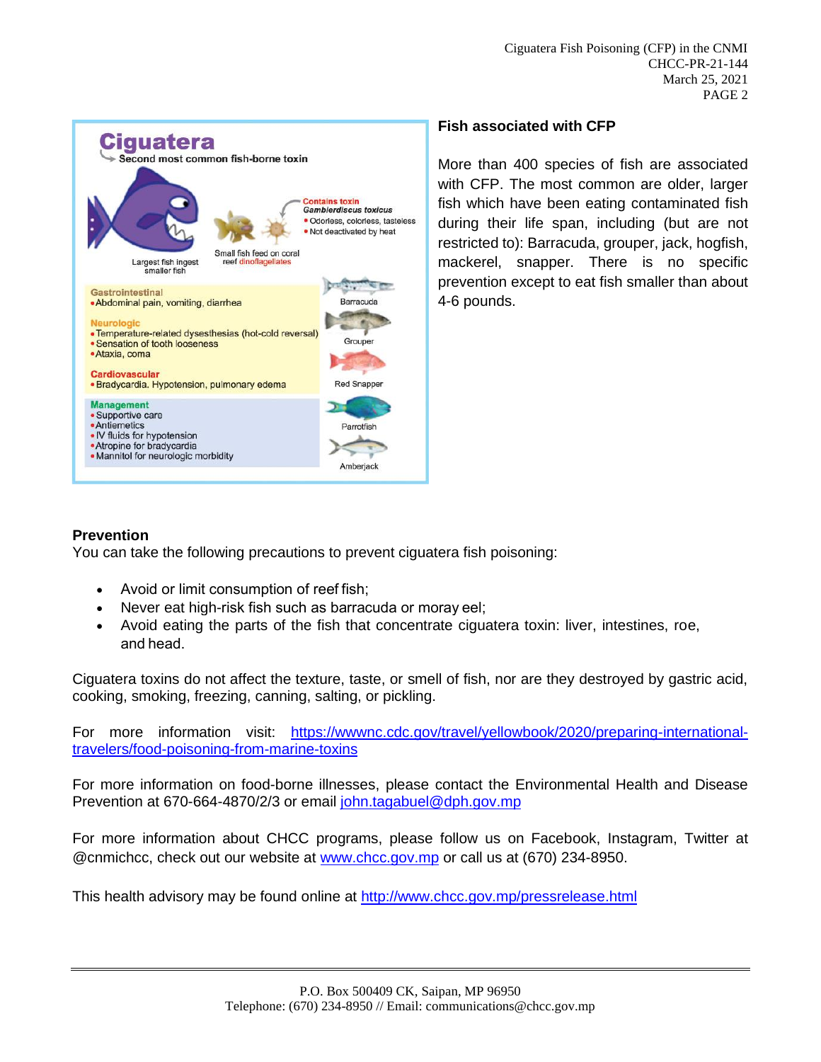**Ciguatera**

Second most common fish-borne toxin

Largest fish ingest smaller fish

Small fish feed on coral reef dinoflagellates

Contains toxin *Gambierdiscus toxicus*

- Odorless, colorless, tasteless
- Not deactivated by heat

**Gastrointestinal**

- Abdominal pain, vomiting, diarrhea

**Neurologic**

- Temperature-related dysesthesias (hot-cold reversal)
- Sensation of tooth looseness
- Ataxia, coma

**Cardiovascular**

- Bradycardia. Hypotension, pulmonary edema

**Management**

- Supportive care
- Antiemetics
- IV fluids for hypotension
- Atropine for bradycardia
- Mannitol for neurologic morbidity

Barracuda

Grouper

Red Snapper

Parrotfish

Amberjack

## Fish associated with CFP

More than 400 species of fish are associated with CFP. The most common are older, larger fish which have been eating contaminated fish during their life span, including (but are not restricted to): Barracuda, grouper, jack, hogfish, mackerel, snapper. There is no specific prevention except to eat fish smaller than about 4-6 pounds.

## Prevention

You can take the following precautions to prevent ciguatera fish poisoning:

- Avoid or limit consumption of reef fish;
- Never eat high-risk fish such as barracuda or moray eel;
- Avoid eating the parts of the fish that concentrate ciguatera toxin: liver, intestines, roe, and head.

Ciguatera toxins do not affect the texture, taste, or smell of fish, nor are they destroyed by gastric acid, cooking, smoking, freezing, canning, salting, or pickling.

For more information visit: [https://wwwnc.cdc.gov/travel/yellowbook/2020/preparing-international-travelers/food-poisoning-from-marine-toxins](https://wwwnc.cdc.gov/travel/yellowbook/2020/preparing-international-travelers/food-poisoning-from-marine-toxins)

For more information on food-borne illnesses, please contact the Environmental Health and Disease Prevention at 670-664-4870/2/3 or email [john.tagabuel@dph.gov.mp](mailto:john.tagabuel@dph.gov.mp)

For more information about CHCC programs, please follow us on Facebook, Instagram, Twitter at @cnmichcc, check out our website at [www.chcc.gov.mp](http://www.chcc.gov.mp) or call us at (670) 234-8950.

This health advisory may be found online at [http://www.chcc.gov.mp/pressrelease.html](http://www.chcc.gov.mp/pressrelease.html)